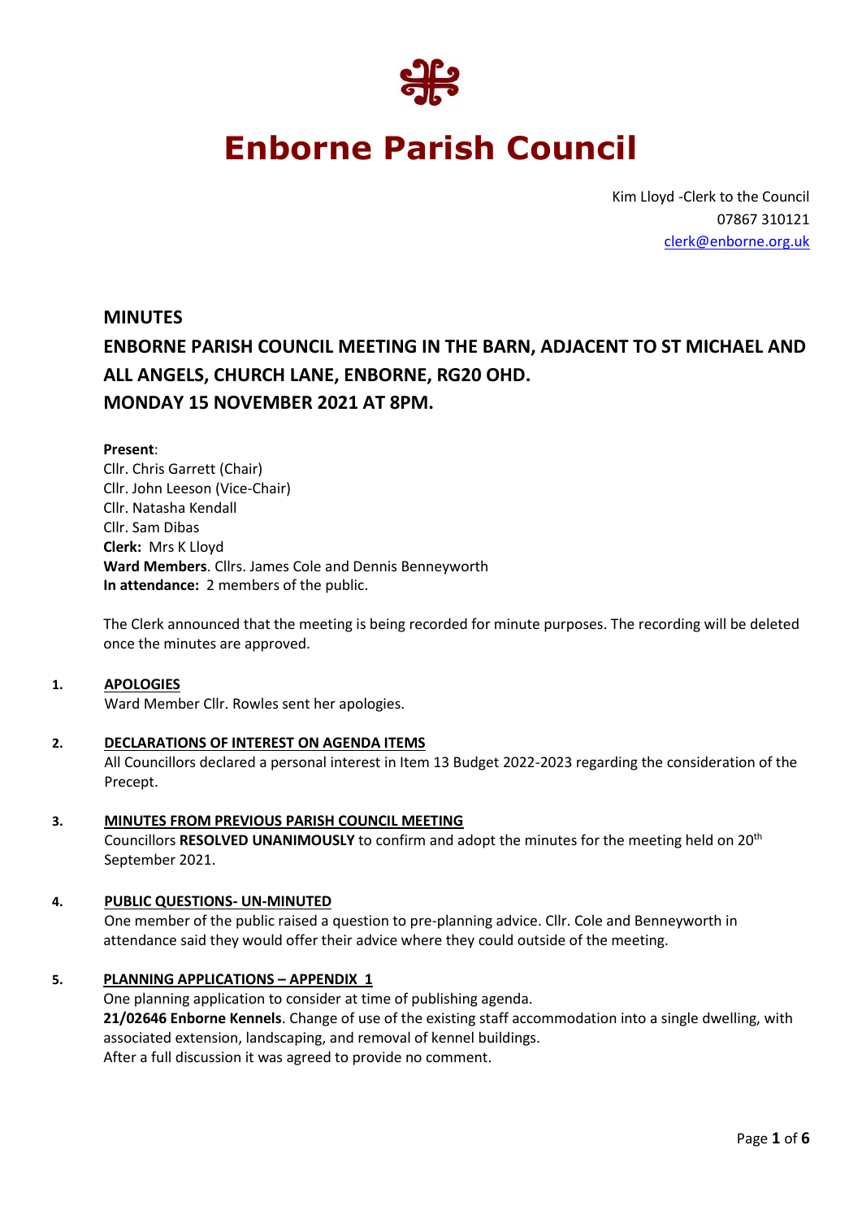# Enborne Parish Council

Kim Lloyd -Clerk to the Council
07867 310121
clerk@enborne.org.uk

## MINUTES

## ENBORNE PARISH COUNCIL MEETING IN THE BARN, ADJACENT TO ST MICHAEL AND ALL ANGELS, CHURCH LANE, ENBORNE, RG20 OHD. MONDAY 15 NOVEMBER 2021 AT 8PM.

**Present**:
Cllr. Chris Garrett (Chair)
Cllr. John Leeson (Vice-Chair)
Cllr. Natasha Kendall
Cllr. Sam Dibas
**Clerk:** Mrs K Lloyd
**Ward Members**. Cllrs. James Cole and Dennis Benneyworth
**In attendance:** 2 members of the public.

The Clerk announced that the meeting is being recorded for minute purposes. The recording will be deleted once the minutes are approved.

**1. APOLOGIES**
Ward Member Cllr. Rowles sent her apologies.

**2. DECLARATIONS OF INTEREST ON AGENDA ITEMS**
All Councillors declared a personal interest in Item 13 Budget 2022-2023 regarding the consideration of the Precept.

**3. MINUTES FROM PREVIOUS PARISH COUNCIL MEETING**
Councillors **RESOLVED UNANIMOUSLY** to confirm and adopt the minutes for the meeting held on 20th September 2021.

**4. PUBLIC QUESTIONS- UN-MINUTED**
One member of the public raised a question to pre-planning advice. Cllr. Cole and Benneyworth in attendance said they would offer their advice where they could outside of the meeting.

**5. PLANNING APPLICATIONS – APPENDIX 1**
One planning application to consider at time of publishing agenda.
**21/02646 Enborne Kennels**. Change of use of the existing staff accommodation into a single dwelling, with associated extension, landscaping, and removal of kennel buildings.
After a full discussion it was agreed to provide no comment.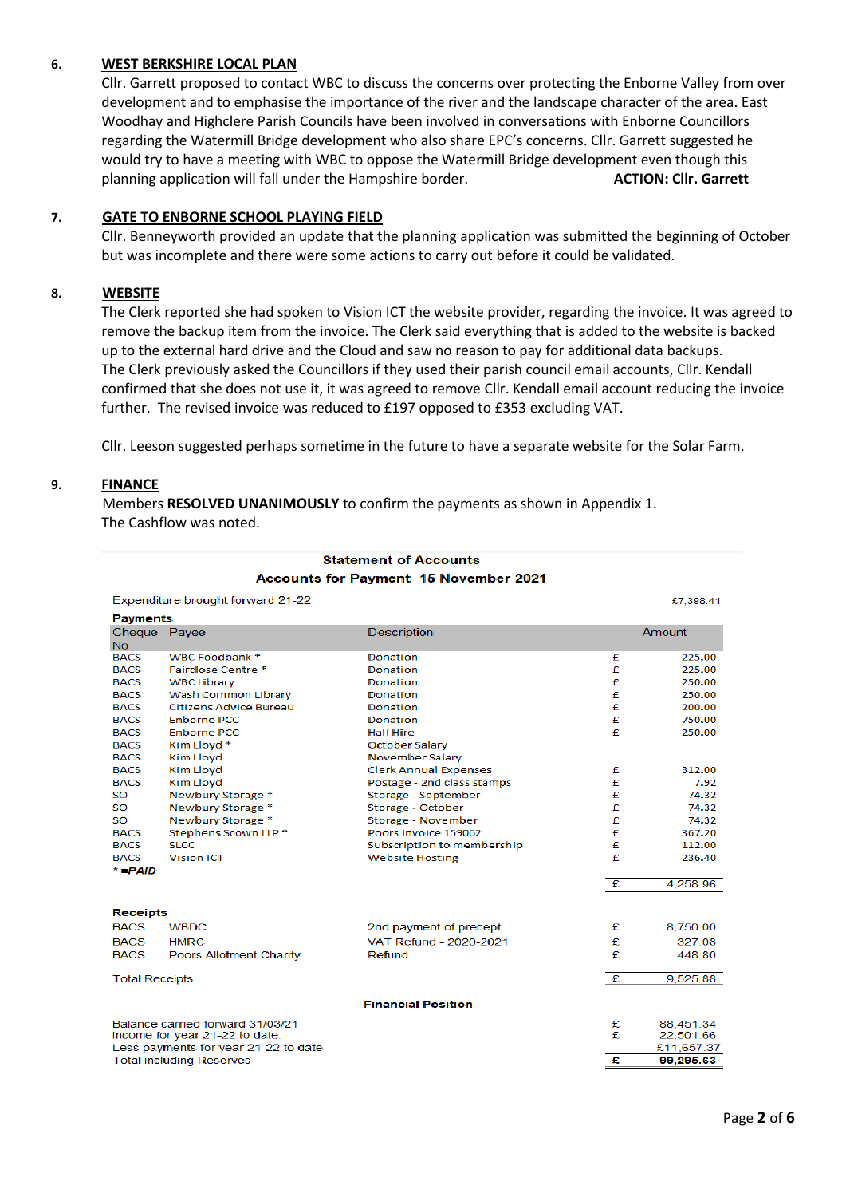6. **WEST BERKSHIRE LOCAL PLAN**

Cllr. Garrett proposed to contact WBC to discuss the concerns over protecting the Enborne Valley from over development and to emphasise the importance of the river and the landscape character of the area. East Woodhay and Highclere Parish Councils have been involved in conversations with Enborne Councillors regarding the Watermill Bridge development who also share EPC's concerns. Cllr. Garrett suggested he would try to have a meeting with WBC to oppose the Watermill Bridge development even though this planning application will fall under the Hampshire border. **ACTION: Cllr. Garrett**

7. **GATE TO ENBORNE SCHOOL PLAYING FIELD**

Cllr. Benneyworth provided an update that the planning application was submitted the beginning of October but was incomplete and there were some actions to carry out before it could be validated.

8. **WEBSITE**

The Clerk reported she had spoken to Vision ICT the website provider, regarding the invoice. It was agreed to remove the backup item from the invoice. The Clerk said everything that is added to the website is backed up to the external hard drive and the Cloud and saw no reason to pay for additional data backups.
The Clerk previously asked the Councillors if they used their parish council email accounts, Cllr. Kendall confirmed that she does not use it, it was agreed to remove Cllr. Kendall email account reducing the invoice further. The revised invoice was reduced to £197 opposed to £353 excluding VAT.

Cllr. Leeson suggested perhaps sometime in the future to have a separate website for the Solar Farm.

9. **FINANCE**

Members **RESOLVED UNANIMOUSLY** to confirm the payments as shown in Appendix 1.
The Cashflow was noted.

**Statement of Accounts**

**Accounts for Payment 15 November 2021**

Expenditure brought forward 21-22 £7,398.41

**Payments**

| Cheque No | Payee | Description | | Amount |
|---|---|---|---|---|
| BACS | WBC Foodbank * | Donation | £ | 225.00 |
| BACS | Fairclose Centre * | Donation | £ | 225.00 |
| BACS | WBC Library | Donation | £ | 250.00 |
| BACS | Wash Common Library | Donation | £ | 250.00 |
| BACS | Citizens Advice Bureau | Donation | £ | 200.00 |
| BACS | Enborne PCC | Donation | £ | 750.00 |
| BACS | Enborne PCC | Hall Hire | £ | 250.00 |
| BACS | Kim Lloyd * | October Salary | | |
| BACS | Kim Lloyd | November Salary | | |
| BACS | Kim Lloyd | Clerk Annual Expenses | £ | 312.00 |
| BACS | Kim Lloyd | Postage - 2nd class stamps | £ | 7.92 |
| SO | Newbury Storage * | Storage - September | £ | 74.32 |
| SO | Newbury Storage * | Storage - October | £ | 74.32 |
| SO | Newbury Storage * | Storage - November | £ | 74.32 |
| BACS | Stephens Scown LLP * | Poors Invoice 159062 | £ | 367.20 |
| BACS | SLCC | Subscription to membership | £ | 112.00 |
| BACS | Vision ICT | Website Hosting | £ | 236.40 |
| * =PAID | | | | |
| | | | £ | 4,258.06 |

**Receipts**

| | | | | |
|---|---|---|---|---|
| BACS | WBDC | 2nd payment of precept | £ | 8,750.00 |
| BACS | HMRC | VAT Refund - 2020-2021 | £ | 327.08 |
| BACS | Poors Allotment Charity | Refund | £ | 448.80 |
| Total Receipts | | | £ | 9,525.88 |

**Financial Position**

| | | |
|---|---|---|
| Balance carried forward 31/03/21 | £ | 88,451.34 |
| Income for year 21-22 to date | £ | 22,501.66 |
| Less payments for year 21-22 to date | | £11,657.37 |
| Total including Reserves | £ | 99,295.63 |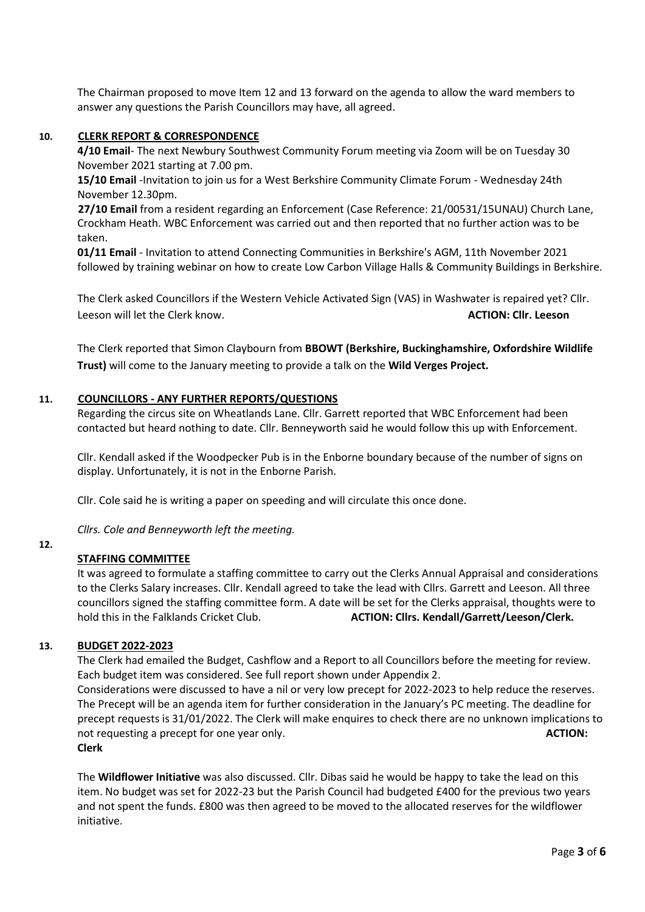The Chairman proposed to move Item 12 and 13 forward on the agenda to allow the ward members to answer any questions the Parish Councillors may have, all agreed.

## 10. CLERK REPORT & CORRESPONDENCE

**4/10 Email**- The next Newbury Southwest Community Forum meeting via Zoom will be on Tuesday 30 November 2021 starting at 7.00 pm.

**15/10 Email** -Invitation to join us for a West Berkshire Community Climate Forum - Wednesday 24th November 12.30pm.

**27/10 Email** from a resident regarding an Enforcement (Case Reference: 21/00531/15UNAU) Church Lane, Crockham Heath. WBC Enforcement was carried out and then reported that no further action was to be taken.

**01/11 Email** - Invitation to attend Connecting Communities in Berkshire's AGM, 11th November 2021 followed by training webinar on how to create Low Carbon Village Halls & Community Buildings in Berkshire.

The Clerk asked Councillors if the Western Vehicle Activated Sign (VAS) in Washwater is repaired yet? Cllr. Leeson will let the Clerk know. **ACTION: Cllr. Leeson**

The Clerk reported that Simon Claybourn from **BBOWT (Berkshire, Buckinghamshire, Oxfordshire Wildlife Trust)** will come to the January meeting to provide a talk on the **Wild Verges Project.**

## 11. COUNCILLORS - ANY FURTHER REPORTS/QUESTIONS

Regarding the circus site on Wheatlands Lane. Cllr. Garrett reported that WBC Enforcement had been contacted but heard nothing to date. Cllr. Benneyworth said he would follow this up with Enforcement.

Cllr. Kendall asked if the Woodpecker Pub is in the Enborne boundary because of the number of signs on display. Unfortunately, it is not in the Enborne Parish.

Cllr. Cole said he is writing a paper on speeding and will circulate this once done.

*Cllrs. Cole and Benneyworth left the meeting.*

## 12. STAFFING COMMITTEE

It was agreed to formulate a staffing committee to carry out the Clerks Annual Appraisal and considerations to the Clerks Salary increases. Cllr. Kendall agreed to take the lead with Cllrs. Garrett and Leeson. All three councillors signed the staffing committee form. A date will be set for the Clerks appraisal, thoughts were to hold this in the Falklands Cricket Club. **ACTION: Cllrs. Kendall/Garrett/Leeson/Clerk.**

## 13. BUDGET 2022-2023

The Clerk had emailed the Budget, Cashflow and a Report to all Councillors before the meeting for review. Each budget item was considered. See full report shown under Appendix 2.

Considerations were discussed to have a nil or very low precept for 2022-2023 to help reduce the reserves. The Precept will be an agenda item for further consideration in the January's PC meeting. The deadline for precept requests is 31/01/2022. The Clerk will make enquires to check there are no unknown implications to not requesting a precept for one year only. **ACTION: Clerk**

The **Wildflower Initiative** was also discussed. Cllr. Dibas said he would be happy to take the lead on this item. No budget was set for 2022-23 but the Parish Council had budgeted £400 for the previous two years and not spent the funds. £800 was then agreed to be moved to the allocated reserves for the wildflower initiative.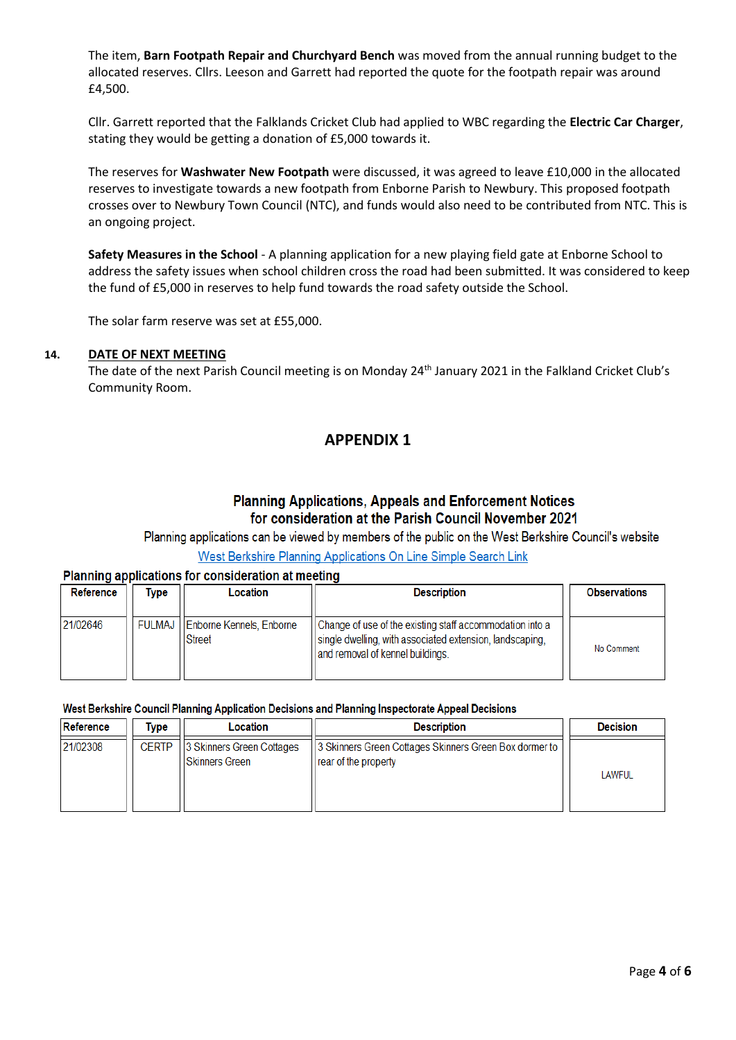The item, **Barn Footpath Repair and Churchyard Bench** was moved from the annual running budget to the allocated reserves. Cllrs. Leeson and Garrett had reported the quote for the footpath repair was around £4,500.

Cllr. Garrett reported that the Falklands Cricket Club had applied to WBC regarding the **Electric Car Charger**, stating they would be getting a donation of £5,000 towards it.

The reserves for **Washwater New Footpath** were discussed, it was agreed to leave £10,000 in the allocated reserves to investigate towards a new footpath from Enborne Parish to Newbury. This proposed footpath crosses over to Newbury Town Council (NTC), and funds would also need to be contributed from NTC. This is an ongoing project.

**Safety Measures in the School** - A planning application for a new playing field gate at Enborne School to address the safety issues when school children cross the road had been submitted. It was considered to keep the fund of £5,000 in reserves to help fund towards the road safety outside the School.

The solar farm reserve was set at £55,000.

**14. DATE OF NEXT MEETING**

The date of the next Parish Council meeting is on Monday 24th January 2021 in the Falkland Cricket Club's Community Room.

## APPENDIX 1

### Planning Applications, Appeals and Enforcement Notices for consideration at the Parish Council November 2021

Planning applications can be viewed by members of the public on the West Berkshire Council's website

West Berkshire Planning Applications On Line Simple Search Link

**Planning applications for consideration at meeting**

| Reference | Type | Location | Description | Observations |
|---|---|---|---|---|
| 21/02646 | FULMAJ | Enborne Kennels, Enborne Street | Change of use of the existing staff accommodation into a single dwelling, with associated extension, landscaping, and removal of kennel buildings. | No Comment |

**West Berkshire Council Planning Application Decisions and Planning Inspectorate Appeal Decisions**

| Reference | Type | Location | Description | Decision |
|---|---|---|---|---|
| 21/02308 | CERTP | 3 Skinners Green Cottages Skinners Green | 3 Skinners Green Cottages Skinners Green Box dormer to rear of the property | LAWFUL |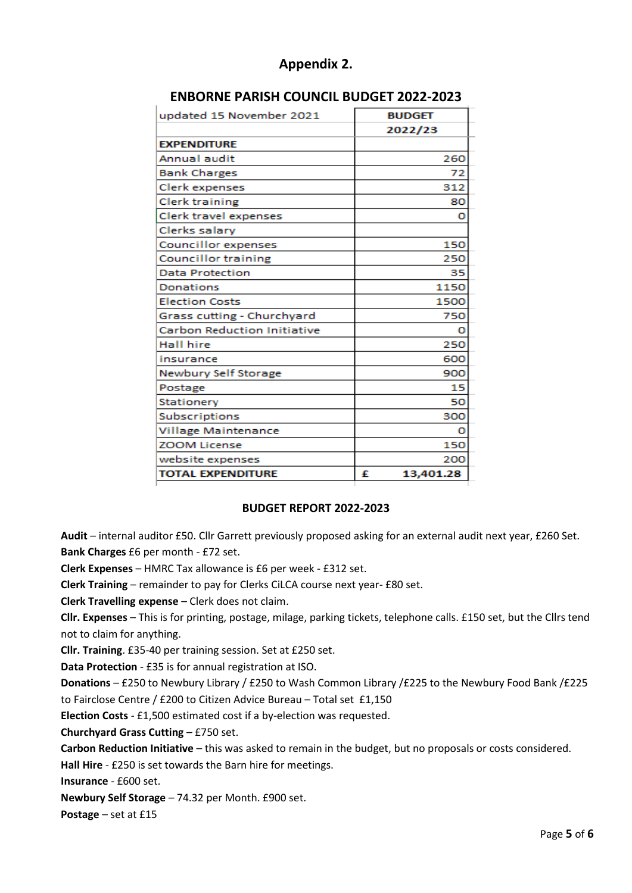## Appendix 2.

### ENBORNE PARISH COUNCIL BUDGET 2022-2023

| updated 15 November 2021 | BUDGET 2022/23 |
|---|---|
| **EXPENDITURE** | |
| Annual audit | 260 |
| Bank Charges | 72 |
| Clerk expenses | 312 |
| Clerk training | 80 |
| Clerk travel expenses | 0 |
| Clerks salary | |
| Councillor expenses | 150 |
| Councillor training | 250 |
| Data Protection | 35 |
| Donations | 1150 |
| Election Costs | 1500 |
| Grass cutting - Churchyard | 750 |
| Carbon Reduction Initiative | 0 |
| Hall hire | 250 |
| insurance | 600 |
| Newbury Self Storage | 900 |
| Postage | 15 |
| Stationery | 50 |
| Subscriptions | 300 |
| Village Maintenance | 0 |
| ZOOM License | 150 |
| website expenses | 200 |
| **TOTAL EXPENDITURE** | **£ 13,401.28** |

### BUDGET REPORT 2022-2023

**Audit** – internal auditor £50. Cllr Garrett previously proposed asking for an external audit next year, £260 Set.
**Bank Charges** £6 per month - £72 set.
**Clerk Expenses** – HMRC Tax allowance is £6 per week - £312 set.
**Clerk Training** – remainder to pay for Clerks CiLCA course next year- £80 set.
**Clerk Travelling expense** – Clerk does not claim.
**Cllr. Expenses** – This is for printing, postage, milage, parking tickets, telephone calls. £150 set, but the Cllrs tend not to claim for anything.
**Cllr. Training**. £35-40 per training session. Set at £250 set.
**Data Protection** - £35 is for annual registration at ISO.
**Donations** – £250 to Newbury Library / £250 to Wash Common Library /£225 to the Newbury Food Bank /£225 to Fairclose Centre / £200 to Citizen Advice Bureau – Total set £1,150
**Election Costs** - £1,500 estimated cost if a by-election was requested.
**Churchyard Grass Cutting** – £750 set.
**Carbon Reduction Initiative** – this was asked to remain in the budget, but no proposals or costs considered.
**Hall Hire** - £250 is set towards the Barn hire for meetings.
**Insurance** - £600 set.
**Newbury Self Storage** – 74.32 per Month. £900 set.
**Postage** – set at £15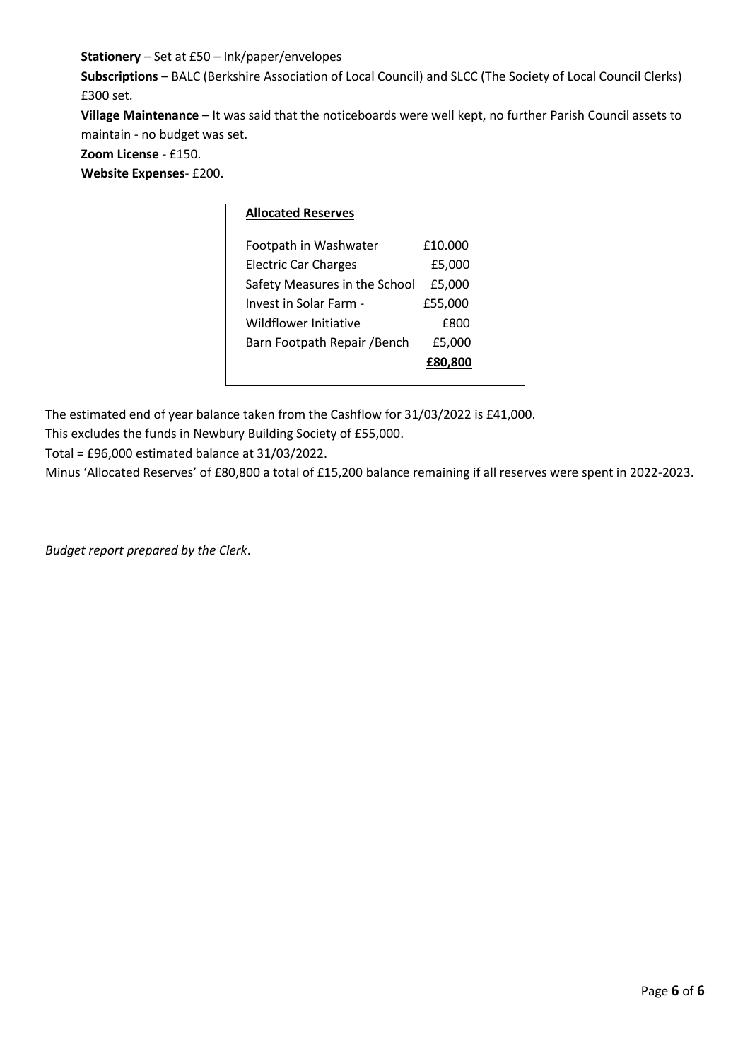**Stationery** – Set at £50 – Ink/paper/envelopes

**Subscriptions** – BALC (Berkshire Association of Local Council) and SLCC (The Society of Local Council Clerks) £300 set.

**Village Maintenance** – It was said that the noticeboards were well kept, no further Parish Council assets to maintain - no budget was set.

**Zoom License** - £150.

**Website Expenses**- £200.

| **Allocated Reserves** | |
|---|---|
| Footpath in Washwater | £10.000 |
| Electric Car Charges | £5,000 |
| Safety Measures in the School | £5,000 |
| Invest in Solar Farm - | £55,000 |
| Wildflower Initiative | £800 |
| Barn Footpath Repair /Bench | £5,000 |
| | **£80,800** |

The estimated end of year balance taken from the Cashflow for 31/03/2022 is £41,000.

This excludes the funds in Newbury Building Society of £55,000.

Total = £96,000 estimated balance at 31/03/2022.

Minus 'Allocated Reserves' of £80,800 a total of £15,200 balance remaining if all reserves were spent in 2022-2023.

*Budget report prepared by the Clerk*.